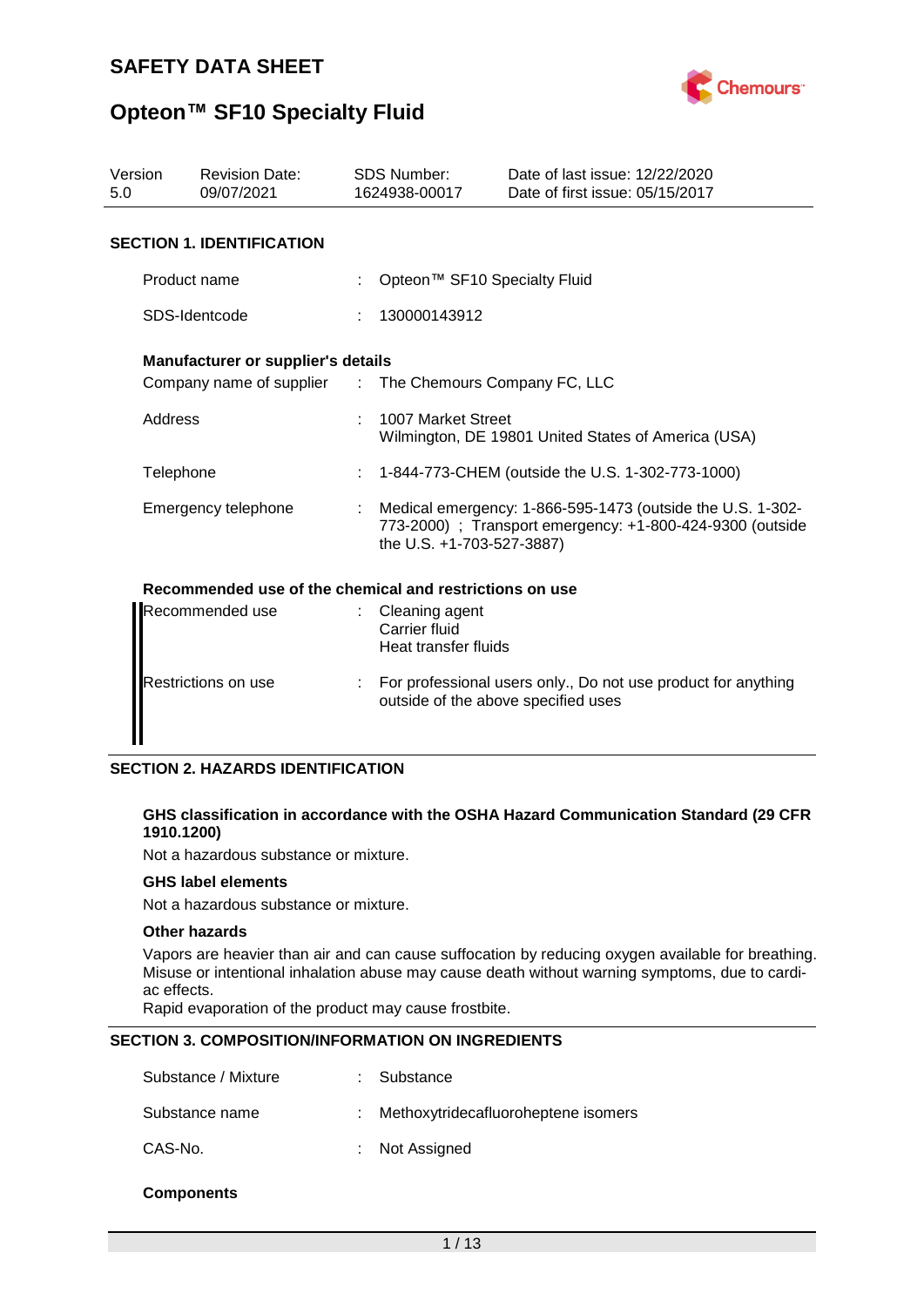# SAFETY DATA SHEET

# Opteon™ SF10 Specialty Fluid

| Version | Revision Date: | SDS Number: | Date of last issue: 12/22/2020 |
|---|---|---|---|
| 5.0 | 09/07/2021 | 1624938-00017 | Date of first issue: 05/15/2017 |

## SECTION 1. IDENTIFICATION

Product name : Opteon™ SF10 Specialty Fluid

SDS-Identcode : 130000143912

**Manufacturer or supplier's details**

Company name of supplier : The Chemours Company FC, LLC

Address : 1007 Market Street
Wilmington, DE 19801 United States of America (USA)

Telephone : 1-844-773-CHEM (outside the U.S. 1-302-773-1000)

Emergency telephone : Medical emergency: 1-866-595-1473 (outside the U.S. 1-302-773-2000) ; Transport emergency: +1-800-424-9300 (outside the U.S. +1-703-527-3887)

**Recommended use of the chemical and restrictions on use**

Recommended use : Cleaning agent
Carrier fluid
Heat transfer fluids

Restrictions on use : For professional users only., Do not use product for anything outside of the above specified uses

## SECTION 2. HAZARDS IDENTIFICATION

**GHS classification in accordance with the OSHA Hazard Communication Standard (29 CFR 1910.1200)**

Not a hazardous substance or mixture.

**GHS label elements**

Not a hazardous substance or mixture.

**Other hazards**

Vapors are heavier than air and can cause suffocation by reducing oxygen available for breathing.
Misuse or intentional inhalation abuse may cause death without warning symptoms, due to cardiac effects.
Rapid evaporation of the product may cause frostbite.

## SECTION 3. COMPOSITION/INFORMATION ON INGREDIENTS

Substance / Mixture : Substance

Substance name : Methoxytridecafluoroheptene isomers

CAS-No. : Not Assigned

**Components**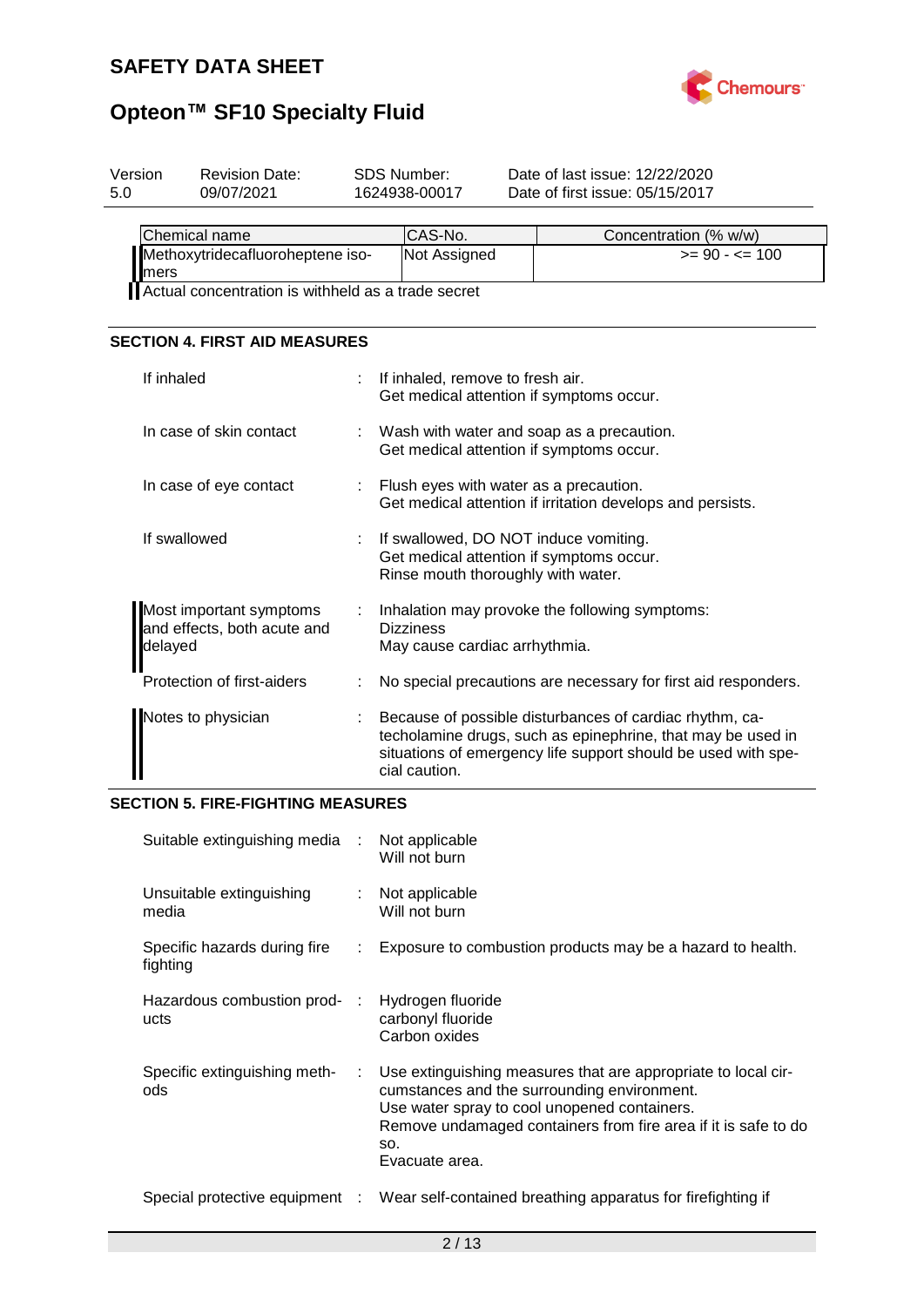| Version | Revision Date: | SDS Number: | Date of last issue: 12/22/2020 |
|---|---|---|---|
| 5.0 | 09/07/2021 | 1624938-00017 | Date of first issue: 05/15/2017 |

| Chemical name | CAS-No. | Concentration (% w/w) |
|---|---|---|
| Methoxytridecafluoroheptene isomers | Not Assigned | >= 90 - <= 100 |

Actual concentration is withheld as a trade secret

## SECTION 4. FIRST AID MEASURES

If inhaled : If inhaled, remove to fresh air.
Get medical attention if symptoms occur.

In case of skin contact : Wash with water and soap as a precaution.
Get medical attention if symptoms occur.

In case of eye contact : Flush eyes with water as a precaution.
Get medical attention if irritation develops and persists.

If swallowed : If swallowed, DO NOT induce vomiting.
Get medical attention if symptoms occur.
Rinse mouth thoroughly with water.

Most important symptoms and effects, both acute and delayed : Inhalation may provoke the following symptoms:
Dizziness
May cause cardiac arrhythmia.

Protection of first-aiders : No special precautions are necessary for first aid responders.

Notes to physician : Because of possible disturbances of cardiac rhythm, catecholamine drugs, such as epinephrine, that may be used in situations of emergency life support should be used with special caution.

## SECTION 5. FIRE-FIGHTING MEASURES

Suitable extinguishing media : Not applicable
Will not burn

Unsuitable extinguishing media : Not applicable
Will not burn

Specific hazards during fire fighting : Exposure to combustion products may be a hazard to health.

Hazardous combustion products : Hydrogen fluoride
carbonyl fluoride
Carbon oxides

Specific extinguishing methods : Use extinguishing measures that are appropriate to local circumstances and the surrounding environment.
Use water spray to cool unopened containers.
Remove undamaged containers from fire area if it is safe to do so.
Evacuate area.

Special protective equipment : Wear self-contained breathing apparatus for firefighting if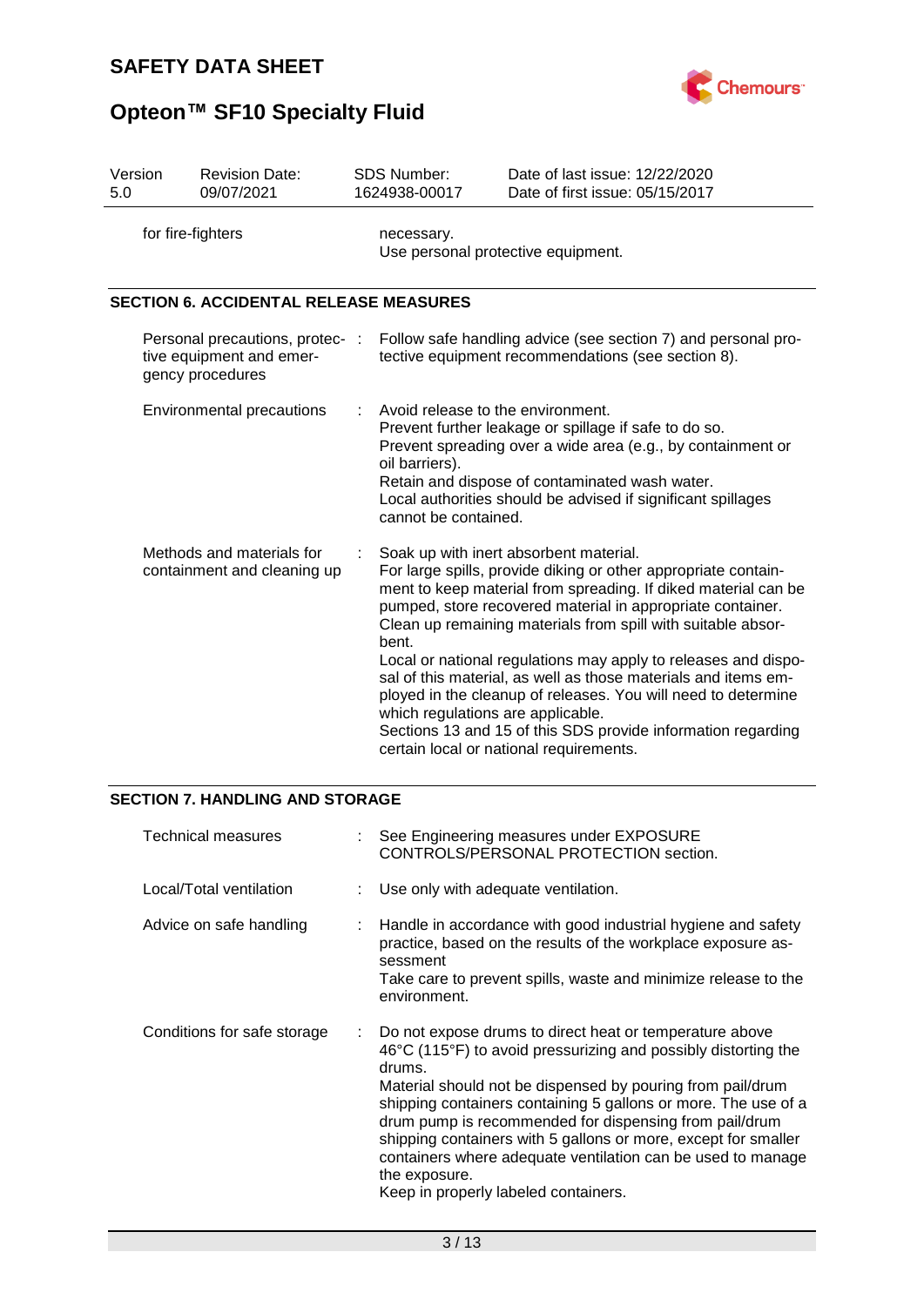| Version 5.0 | Revision Date: 09/07/2021 | SDS Number: 1624938-00017 | Date of last issue: 12/22/2020<br>Date of first issue: 05/15/2017 |
|---|---|---|---|

| | |
|---|---|
| for fire-fighters | necessary.<br>Use personal protective equipment. |

## SECTION 6. ACCIDENTAL RELEASE MEASURES

| | |
|---|---|
| Personal precautions, protective equipment and emergency procedures | : Follow safe handling advice (see section 7) and personal protective equipment recommendations (see section 8). |
| Environmental precautions | : Avoid release to the environment.<br>Prevent further leakage or spillage if safe to do so.<br>Prevent spreading over a wide area (e.g., by containment or oil barriers).<br>Retain and dispose of contaminated wash water.<br>Local authorities should be advised if significant spillages cannot be contained. |
| Methods and materials for containment and cleaning up | : Soak up with inert absorbent material.<br>For large spills, provide diking or other appropriate containment to keep material from spreading. If diked material can be pumped, store recovered material in appropriate container.<br>Clean up remaining materials from spill with suitable absorbent.<br>Local or national regulations may apply to releases and disposal of this material, as well as those materials and items employed in the cleanup of releases. You will need to determine which regulations are applicable.<br>Sections 13 and 15 of this SDS provide information regarding certain local or national requirements. |

## SECTION 7. HANDLING AND STORAGE

| | |
|---|---|
| Technical measures | : See Engineering measures under EXPOSURE CONTROLS/PERSONAL PROTECTION section. |
| Local/Total ventilation | : Use only with adequate ventilation. |
| Advice on safe handling | : Handle in accordance with good industrial hygiene and safety practice, based on the results of the workplace exposure assessment<br>Take care to prevent spills, waste and minimize release to the environment. |
| Conditions for safe storage | : Do not expose drums to direct heat or temperature above 46°C (115°F) to avoid pressurizing and possibly distorting the drums.<br>Material should not be dispensed by pouring from pail/drum shipping containers containing 5 gallons or more. The use of a drum pump is recommended for dispensing from pail/drum shipping containers with 5 gallons or more, except for smaller containers where adequate ventilation can be used to manage the exposure.<br>Keep in properly labeled containers. |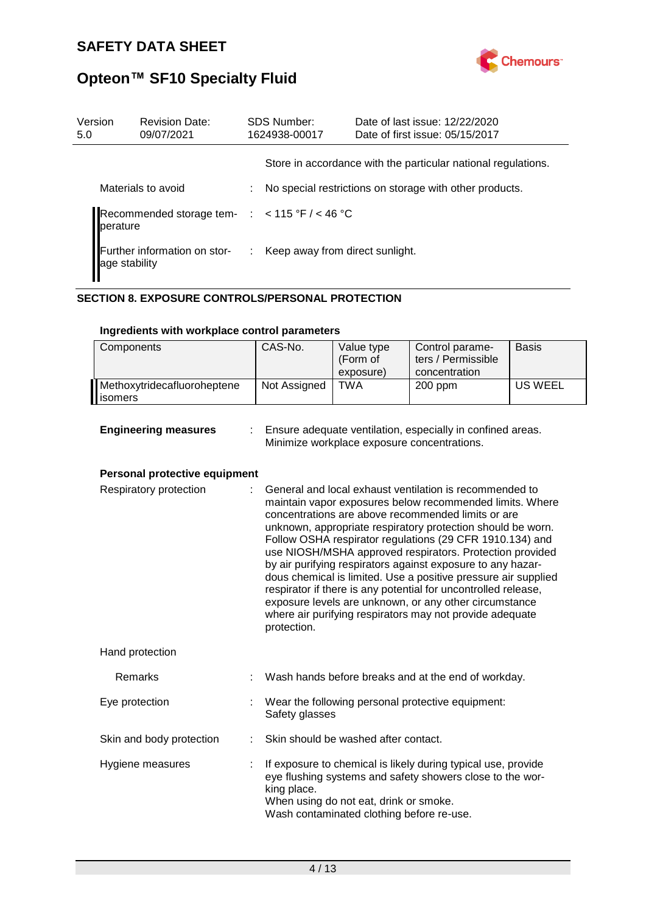Store in accordance with the particular national regulations.

Materials to avoid : No special restrictions on storage with other products.

Recommended storage temperature : < 115 °F / < 46 °C

Further information on storage stability : Keep away from direct sunlight.

## SECTION 8. EXPOSURE CONTROLS/PERSONAL PROTECTION

### Ingredients with workplace control parameters

| Components | CAS-No. | Value type (Form of exposure) | Control parameters / Permissible concentration | Basis |
|---|---|---|---|---|
| Methoxytridecafluoroheptene isomers | Not Assigned | TWA | 200 ppm | US WEEL |

**Engineering measures** : Ensure adequate ventilation, especially in confined areas. Minimize workplace exposure concentrations.

### Personal protective equipment

Respiratory protection : General and local exhaust ventilation is recommended to maintain vapor exposures below recommended limits. Where concentrations are above recommended limits or are unknown, appropriate respiratory protection should be worn. Follow OSHA respirator regulations (29 CFR 1910.134) and use NIOSH/MSHA approved respirators. Protection provided by air purifying respirators against exposure to any hazardous chemical is limited. Use a positive pressure air supplied respirator if there is any potential for uncontrolled release, exposure levels are unknown, or any other circumstance where air purifying respirators may not provide adequate protection.

Hand protection

Remarks : Wash hands before breaks and at the end of workday.

Eye protection : Wear the following personal protective equipment: Safety glasses

Skin and body protection : Skin should be washed after contact.

Hygiene measures : If exposure to chemical is likely during typical use, provide eye flushing systems and safety showers close to the working place.
When using do not eat, drink or smoke.
Wash contaminated clothing before re-use.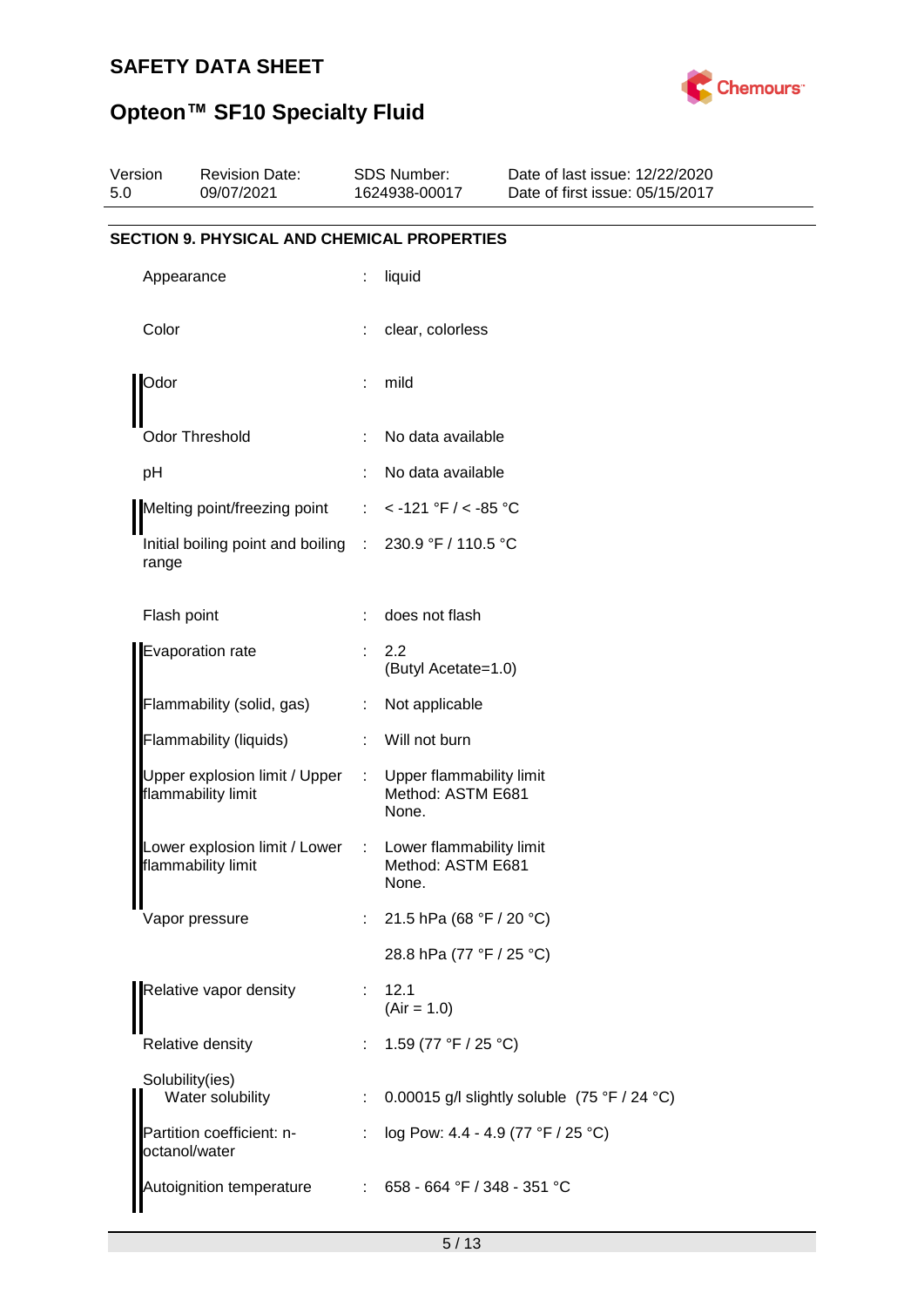## SECTION 9. PHYSICAL AND CHEMICAL PROPERTIES

| Property | Value |
|---|---|
| Appearance | liquid |
| Color | clear, colorless |
| Odor | mild |
| Odor Threshold | No data available |
| pH | No data available |
| Melting point/freezing point | < -121 °F / < -85 °C |
| Initial boiling point and boiling range | 230.9 °F / 110.5 °C |
| Flash point | does not flash |
| Evaporation rate | 2.2<br>(Butyl Acetate=1.0) |
| Flammability (solid, gas) | Not applicable |
| Flammability (liquids) | Will not burn |
| Upper explosion limit / Upper flammability limit | Upper flammability limit<br>Method: ASTM E681<br>None. |
| Lower explosion limit / Lower flammability limit | Lower flammability limit<br>Method: ASTM E681<br>None. |
| Vapor pressure | 21.5 hPa (68 °F / 20 °C)<br>28.8 hPa (77 °F / 25 °C) |
| Relative vapor density | 12.1<br>(Air = 1.0) |
| Relative density | 1.59 (77 °F / 25 °C) |
| Solubility(ies)<br>Water solubility | 0.00015 g/l slightly soluble (75 °F / 24 °C) |
| Partition coefficient: n-octanol/water | log Pow: 4.4 - 4.9 (77 °F / 25 °C) |
| Autoignition temperature | 658 - 664 °F / 348 - 351 °C |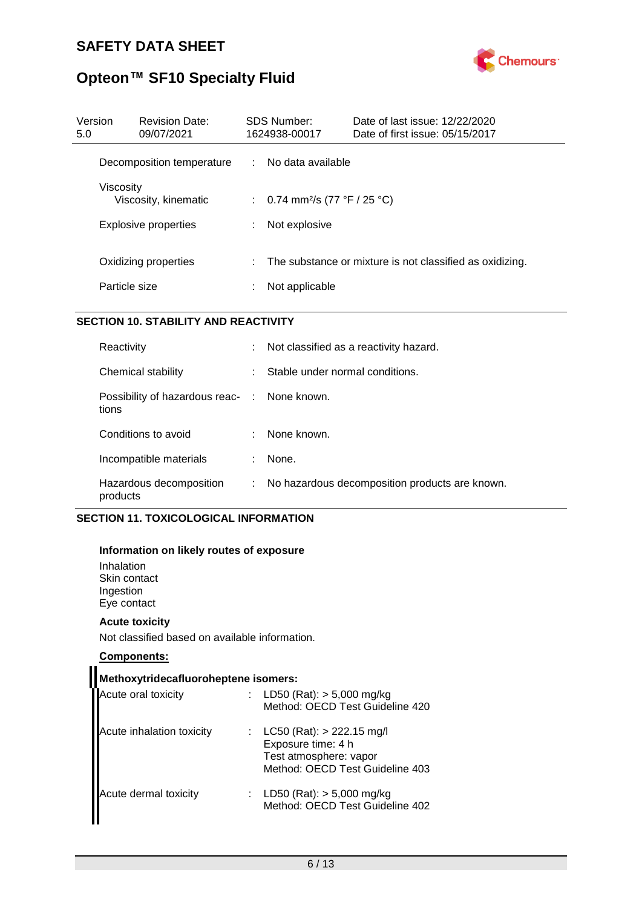| | | |
|---|---|---|
| Decomposition temperature | : | No data available |
| Viscosity<br>Viscosity, kinematic | : | 0.74 mm²/s (77 °F / 25 °C) |
| Explosive properties | : | Not explosive |
| Oxidizing properties | : | The substance or mixture is not classified as oxidizing. |
| Particle size | : | Not applicable |

## SECTION 10. STABILITY AND REACTIVITY

| | | |
|---|---|---|
| Reactivity | : | Not classified as a reactivity hazard. |
| Chemical stability | : | Stable under normal conditions. |
| Possibility of hazardous reactions | : | None known. |
| Conditions to avoid | : | None known. |
| Incompatible materials | : | None. |
| Hazardous decomposition products | : | No hazardous decomposition products are known. |

## SECTION 11. TOXICOLOGICAL INFORMATION

**Information on likely routes of exposure**

Inhalation
Skin contact
Ingestion
Eye contact

**Acute toxicity**

Not classified based on available information.

**Components:**

**Methoxytridecafluoroheptene isomers:**

| | | |
|---|---|---|
| Acute oral toxicity | : | LD50 (Rat): > 5,000 mg/kg<br>Method: OECD Test Guideline 420 |
| Acute inhalation toxicity | : | LC50 (Rat): > 222.15 mg/l<br>Exposure time: 4 h<br>Test atmosphere: vapor<br>Method: OECD Test Guideline 403 |
| Acute dermal toxicity | : | LD50 (Rat): > 5,000 mg/kg<br>Method: OECD Test Guideline 402 |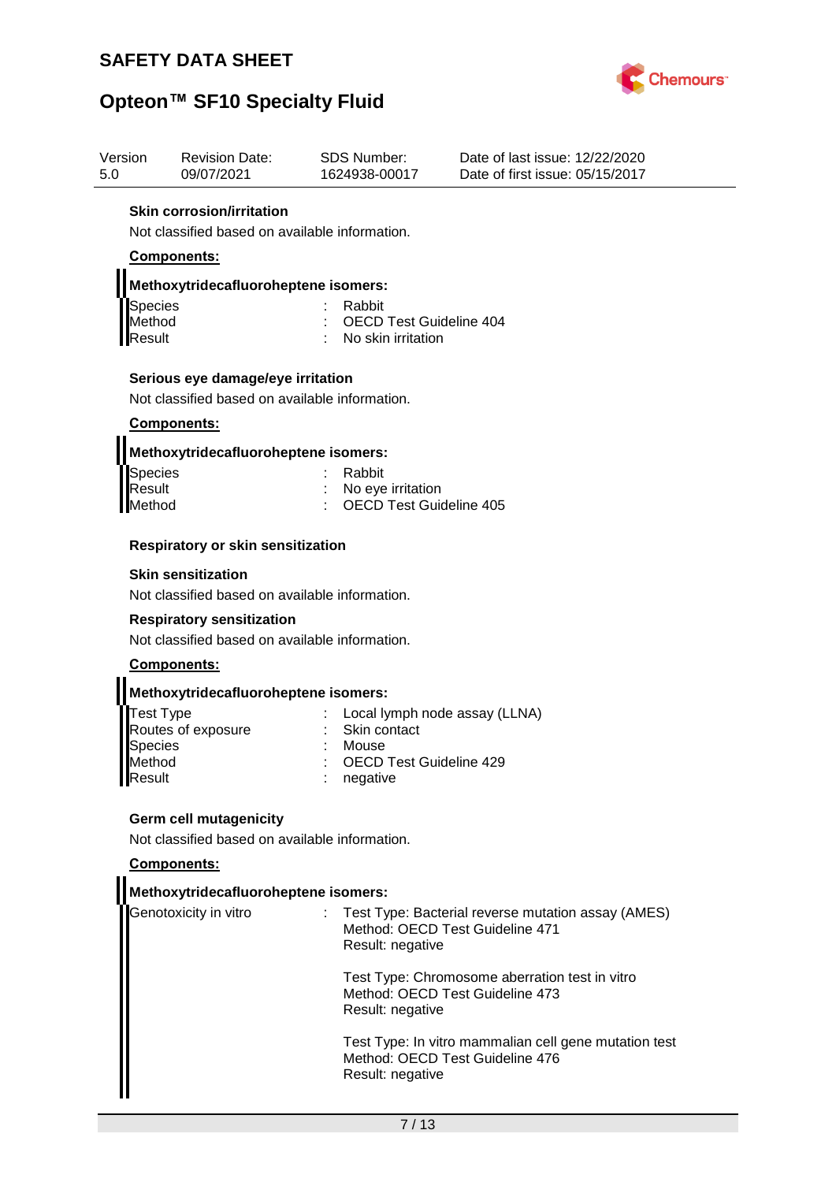**Skin corrosion/irritation**

Not classified based on available information.

**Components:**

**Methoxytridecafluoroheptene isomers:**

| | | |
|---|---|---|
| Species | : | Rabbit |
| Method | : | OECD Test Guideline 404 |
| Result | : | No skin irritation |

**Serious eye damage/eye irritation**

Not classified based on available information.

**Components:**

**Methoxytridecafluoroheptene isomers:**

| | | |
|---|---|---|
| Species | : | Rabbit |
| Result | : | No eye irritation |
| Method | : | OECD Test Guideline 405 |

**Respiratory or skin sensitization**

**Skin sensitization**

Not classified based on available information.

**Respiratory sensitization**

Not classified based on available information.

**Components:**

**Methoxytridecafluoroheptene isomers:**

| | | |
|---|---|---|
| Test Type | : | Local lymph node assay (LLNA) |
| Routes of exposure | : | Skin contact |
| Species | : | Mouse |
| Method | : | OECD Test Guideline 429 |
| Result | : | negative |

**Germ cell mutagenicity**

Not classified based on available information.

**Components:**

**Methoxytridecafluoroheptene isomers:**

Genotoxicity in vitro :

Test Type: Bacterial reverse mutation assay (AMES)
Method: OECD Test Guideline 471
Result: negative

Test Type: Chromosome aberration test in vitro
Method: OECD Test Guideline 473
Result: negative

Test Type: In vitro mammalian cell gene mutation test
Method: OECD Test Guideline 476
Result: negative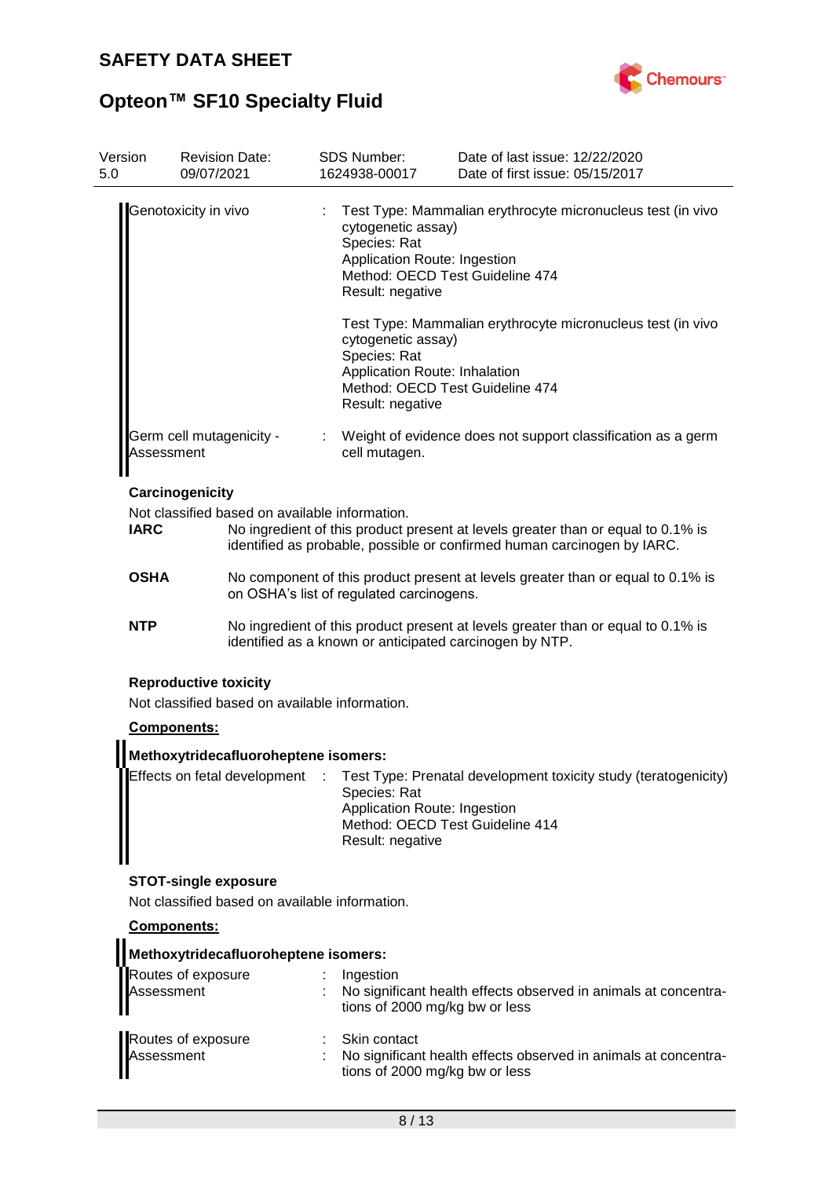| | | |
|---|---|---|
| Genotoxicity in vivo | : | Test Type: Mammalian erythrocyte micronucleus test (in vivo cytogenetic assay)<br>Species: Rat<br>Application Route: Ingestion<br>Method: OECD Test Guideline 474<br>Result: negative<br><br>Test Type: Mammalian erythrocyte micronucleus test (in vivo cytogenetic assay)<br>Species: Rat<br>Application Route: Inhalation<br>Method: OECD Test Guideline 474<br>Result: negative |
| Germ cell mutagenicity - Assessment | : | Weight of evidence does not support classification as a germ cell mutagen. |

**Carcinogenicity**

Not classified based on available information.

| | |
|---|---|
| **IARC** | No ingredient of this product present at levels greater than or equal to 0.1% is identified as probable, possible or confirmed human carcinogen by IARC. |
| **OSHA** | No component of this product present at levels greater than or equal to 0.1% is on OSHA's list of regulated carcinogens. |
| **NTP** | No ingredient of this product present at levels greater than or equal to 0.1% is identified as a known or anticipated carcinogen by NTP. |

**Reproductive toxicity**

Not classified based on available information.

**Components:**

**Methoxytridecafluoroheptene isomers:**

| | | |
|---|---|---|
| Effects on fetal development | : | Test Type: Prenatal development toxicity study (teratogenicity)<br>Species: Rat<br>Application Route: Ingestion<br>Method: OECD Test Guideline 414<br>Result: negative |

**STOT-single exposure**

Not classified based on available information.

**Components:**

**Methoxytridecafluoroheptene isomers:**

| | | |
|---|---|---|
| Routes of exposure | : | Ingestion |
| Assessment | : | No significant health effects observed in animals at concentrations of 2000 mg/kg bw or less |
| Routes of exposure | : | Skin contact |
| Assessment | : | No significant health effects observed in animals at concentrations of 2000 mg/kg bw or less |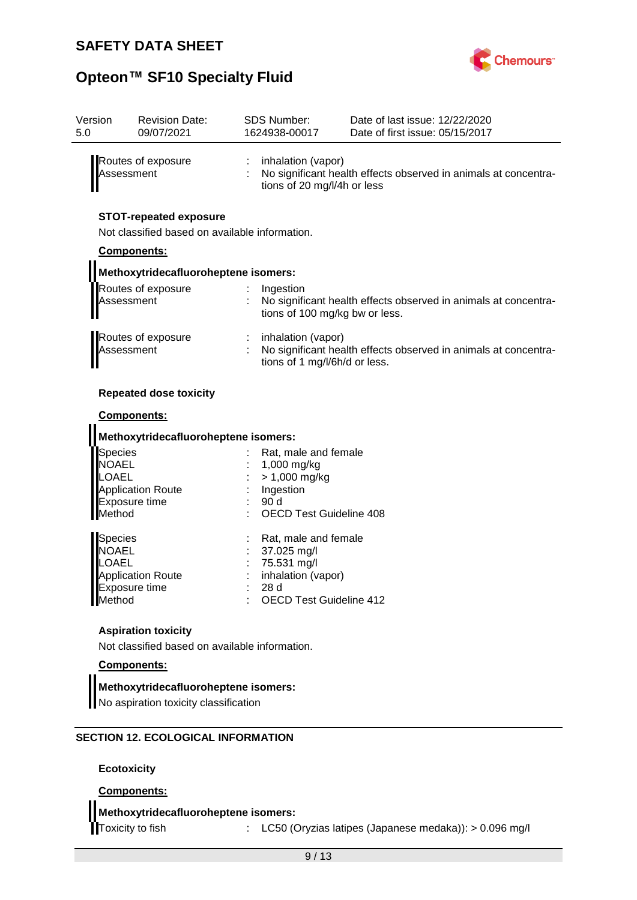| | | | |
|---|---|---|---|
| Version 5.0 | Revision Date: 09/07/2021 | SDS Number: 1624938-00017 | Date of last issue: 12/22/2020<br>Date of first issue: 05/15/2017 |

Routes of exposure : inhalation (vapor)
Assessment : No significant health effects observed in animals at concentrations of 20 mg/l/4h or less

**STOT-repeated exposure**

Not classified based on available information.

**Components:**

**Methoxytridecafluoroheptene isomers:**

Routes of exposure : Ingestion
Assessment : No significant health effects observed in animals at concentrations of 100 mg/kg bw or less.

Routes of exposure : inhalation (vapor)
Assessment : No significant health effects observed in animals at concentrations of 1 mg/l/6h/d or less.

**Repeated dose toxicity**

**Components:**

**Methoxytridecafluoroheptene isomers:**

Species : Rat, male and female
NOAEL : 1,000 mg/kg
LOAEL : > 1,000 mg/kg
Application Route : Ingestion
Exposure time : 90 d
Method : OECD Test Guideline 408

Species : Rat, male and female
NOAEL : 37.025 mg/l
LOAEL : 75.531 mg/l
Application Route : inhalation (vapor)
Exposure time : 28 d
Method : OECD Test Guideline 412

**Aspiration toxicity**

Not classified based on available information.

**Components:**

**Methoxytridecafluoroheptene isomers:**

No aspiration toxicity classification

## SECTION 12. ECOLOGICAL INFORMATION

**Ecotoxicity**

**Components:**

**Methoxytridecafluoroheptene isomers:**

Toxicity to fish : LC50 (Oryzias latipes (Japanese medaka)): > 0.096 mg/l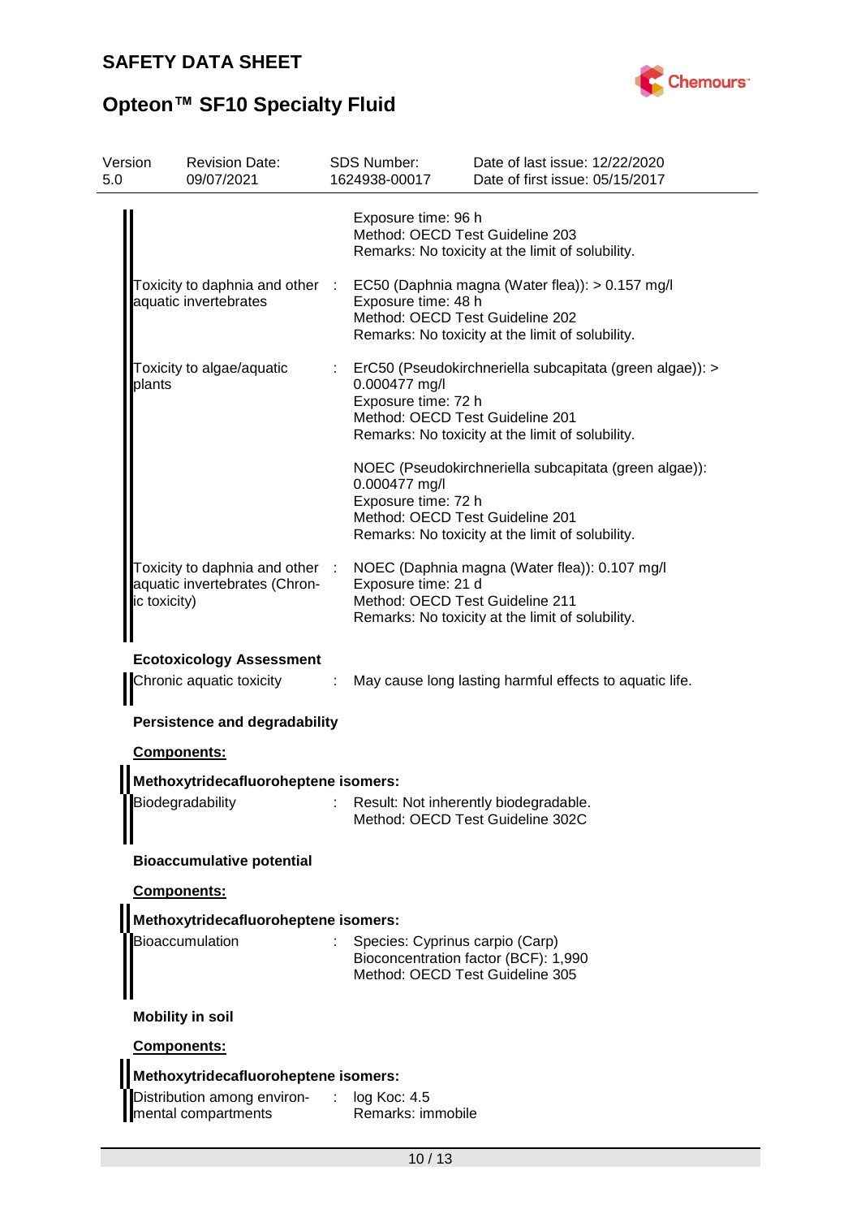Exposure time: 96 h
Method: OECD Test Guideline 203
Remarks: No toxicity at the limit of solubility.

Toxicity to daphnia and other aquatic invertebrates : EC50 (Daphnia magna (Water flea)): > 0.157 mg/l
Exposure time: 48 h
Method: OECD Test Guideline 202
Remarks: No toxicity at the limit of solubility.

Toxicity to algae/aquatic plants : ErC50 (Pseudokirchneriella subcapitata (green algae)): > 0.000477 mg/l
Exposure time: 72 h
Method: OECD Test Guideline 201
Remarks: No toxicity at the limit of solubility.

NOEC (Pseudokirchneriella subcapitata (green algae)): 0.000477 mg/l
Exposure time: 72 h
Method: OECD Test Guideline 201
Remarks: No toxicity at the limit of solubility.

Toxicity to daphnia and other aquatic invertebrates (Chronic toxicity) : NOEC (Daphnia magna (Water flea)): 0.107 mg/l
Exposure time: 21 d
Method: OECD Test Guideline 211
Remarks: No toxicity at the limit of solubility.

**Ecotoxicology Assessment**

Chronic aquatic toxicity : May cause long lasting harmful effects to aquatic life.

**Persistence and degradability**

**Components:**

**Methoxytridecafluoroheptene isomers:**

Biodegradability : Result: Not inherently biodegradable.
Method: OECD Test Guideline 302C

**Bioaccumulative potential**

**Components:**

**Methoxytridecafluoroheptene isomers:**

Bioaccumulation : Species: Cyprinus carpio (Carp)
Bioconcentration factor (BCF): 1,990
Method: OECD Test Guideline 305

**Mobility in soil**

**Components:**

**Methoxytridecafluoroheptene isomers:**

Distribution among environmental compartments : log Koc: 4.5
Remarks: immobile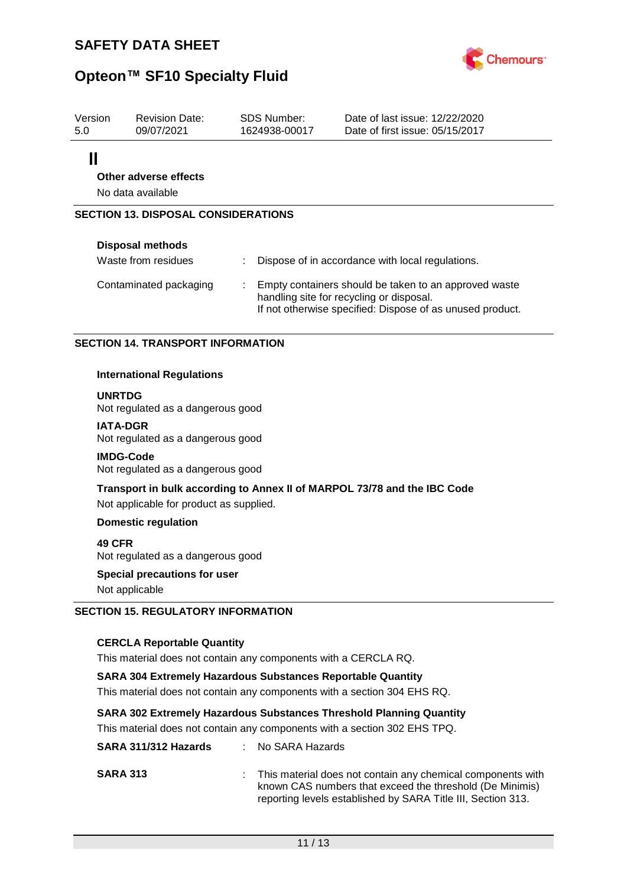Il

**Other adverse effects**

No data available

## SECTION 13. DISPOSAL CONSIDERATIONS

**Disposal methods**

Waste from residues : Dispose of in accordance with local regulations.

Contaminated packaging : Empty containers should be taken to an approved waste handling site for recycling or disposal.
If not otherwise specified: Dispose of as unused product.

## SECTION 14. TRANSPORT INFORMATION

**International Regulations**

**UNRTDG**
Not regulated as a dangerous good

**IATA-DGR**
Not regulated as a dangerous good

**IMDG-Code**
Not regulated as a dangerous good

**Transport in bulk according to Annex II of MARPOL 73/78 and the IBC Code**
Not applicable for product as supplied.

**Domestic regulation**

**49 CFR**
Not regulated as a dangerous good

**Special precautions for user**
Not applicable

## SECTION 15. REGULATORY INFORMATION

**CERCLA Reportable Quantity**
This material does not contain any components with a CERCLA RQ.

**SARA 304 Extremely Hazardous Substances Reportable Quantity**
This material does not contain any components with a section 304 EHS RQ.

**SARA 302 Extremely Hazardous Substances Threshold Planning Quantity**
This material does not contain any components with a section 302 EHS TPQ.

**SARA 311/312 Hazards** : No SARA Hazards

**SARA 313** : This material does not contain any chemical components with known CAS numbers that exceed the threshold (De Minimis) reporting levels established by SARA Title III, Section 313.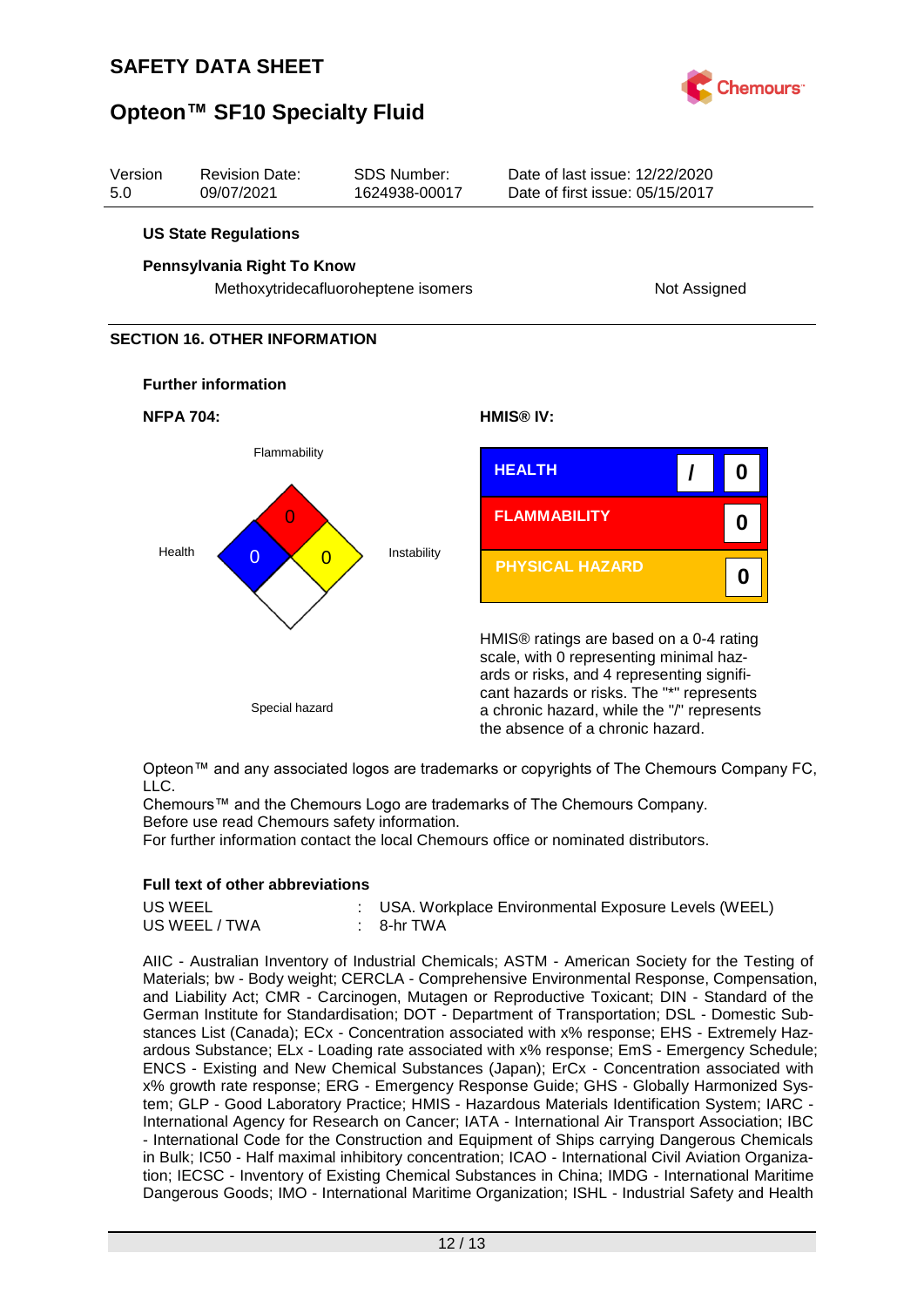## US State Regulations

**Pennsylvania Right To Know**

| | |
|---|---|
| Methoxytridecafluoroheptene isomers | Not Assigned |

## SECTION 16. OTHER INFORMATION

**Further information**

**NFPA 704:**

| Flammability | Health | Instability | Special hazard |
|---|---|---|---|
| 0 | 0 | 0 | |

**HMIS® IV:**

| | | |
|---|---|---|
| HEALTH | / | 0 |
| FLAMMABILITY | | 0 |
| PHYSICAL HAZARD | | 0 |

HMIS® ratings are based on a 0-4 rating scale, with 0 representing minimal hazards or risks, and 4 representing significant hazards or risks. The "*" represents a chronic hazard, while the "/" represents the absence of a chronic hazard.

Opteon™ and any associated logos are trademarks or copyrights of The Chemours Company FC, LLC.
Chemours™ and the Chemours Logo are trademarks of The Chemours Company.
Before use read Chemours safety information.
For further information contact the local Chemours office or nominated distributors.

**Full text of other abbreviations**

| | | |
|---|---|---|
| US WEEL | : | USA. Workplace Environmental Exposure Levels (WEEL) |
| US WEEL / TWA | : | 8-hr TWA |

AIIC - Australian Inventory of Industrial Chemicals; ASTM - American Society for the Testing of Materials; bw - Body weight; CERCLA - Comprehensive Environmental Response, Compensation, and Liability Act; CMR - Carcinogen, Mutagen or Reproductive Toxicant; DIN - Standard of the German Institute for Standardisation; DOT - Department of Transportation; DSL - Domestic Substances List (Canada); ECx - Concentration associated with x% response; EHS - Extremely Hazardous Substance; ELx - Loading rate associated with x% response; EmS - Emergency Schedule; ENCS - Existing and New Chemical Substances (Japan); ErCx - Concentration associated with x% growth rate response; ERG - Emergency Response Guide; GHS - Globally Harmonized System; GLP - Good Laboratory Practice; HMIS - Hazardous Materials Identification System; IARC - International Agency for Research on Cancer; IATA - International Air Transport Association; IBC - International Code for the Construction and Equipment of Ships carrying Dangerous Chemicals in Bulk; IC50 - Half maximal inhibitory concentration; ICAO - International Civil Aviation Organization; IECSC - Inventory of Existing Chemical Substances in China; IMDG - International Maritime Dangerous Goods; IMO - International Maritime Organization; ISHL - Industrial Safety and Health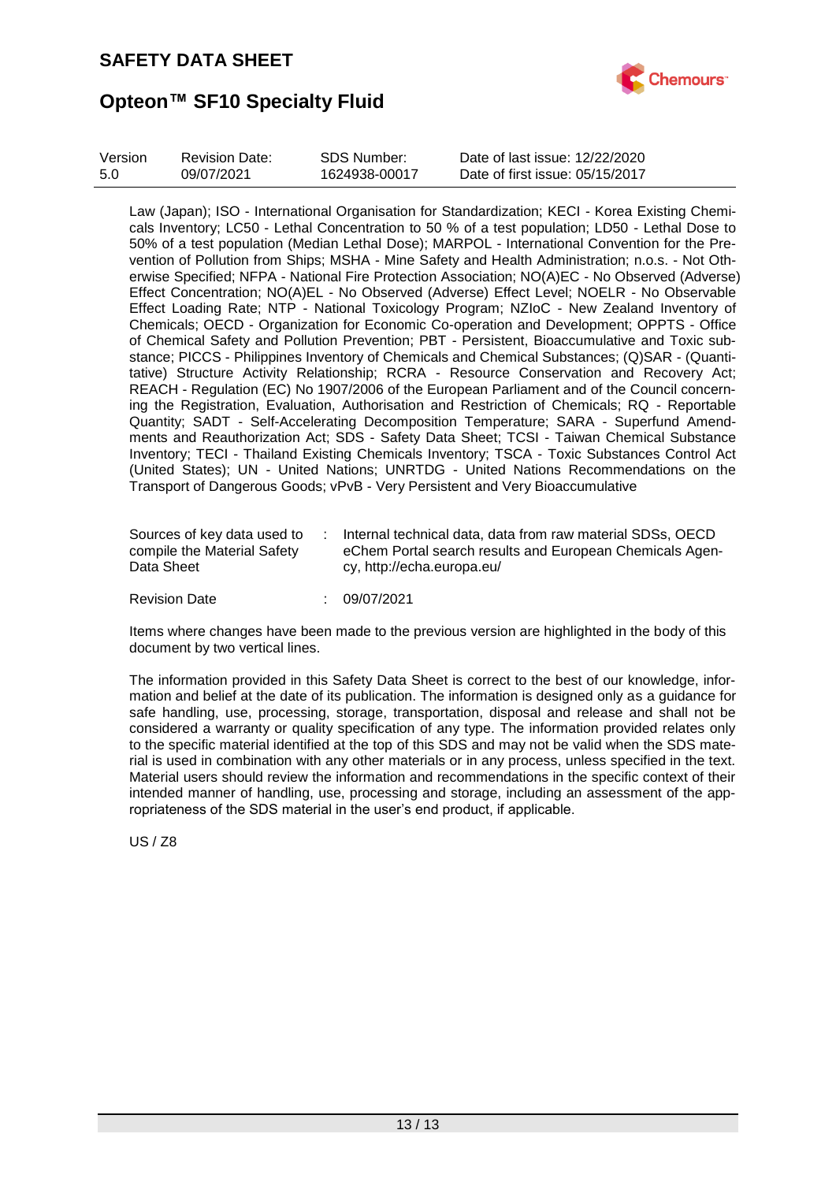Law (Japan); ISO - International Organisation for Standardization; KECI - Korea Existing Chemicals Inventory; LC50 - Lethal Concentration to 50 % of a test population; LD50 - Lethal Dose to 50% of a test population (Median Lethal Dose); MARPOL - International Convention for the Prevention of Pollution from Ships; MSHA - Mine Safety and Health Administration; n.o.s. - Not Otherwise Specified; NFPA - National Fire Protection Association; NO(A)EC - No Observed (Adverse) Effect Concentration; NO(A)EL - No Observed (Adverse) Effect Level; NOELR - No Observable Effect Loading Rate; NTP - National Toxicology Program; NZIoC - New Zealand Inventory of Chemicals; OECD - Organization for Economic Co-operation and Development; OPPTS - Office of Chemical Safety and Pollution Prevention; PBT - Persistent, Bioaccumulative and Toxic substance; PICCS - Philippines Inventory of Chemicals and Chemical Substances; (Q)SAR - (Quantitative) Structure Activity Relationship; RCRA - Resource Conservation and Recovery Act; REACH - Regulation (EC) No 1907/2006 of the European Parliament and of the Council concerning the Registration, Evaluation, Authorisation and Restriction of Chemicals; RQ - Reportable Quantity; SADT - Self-Accelerating Decomposition Temperature; SARA - Superfund Amendments and Reauthorization Act; SDS - Safety Data Sheet; TCSI - Taiwan Chemical Substance Inventory; TECI - Thailand Existing Chemicals Inventory; TSCA - Toxic Substances Control Act (United States); UN - United Nations; UNRTDG - United Nations Recommendations on the Transport of Dangerous Goods; vPvB - Very Persistent and Very Bioaccumulative

Sources of key data used to compile the Material Safety Data Sheet : Internal technical data, data from raw material SDSs, OECD eChem Portal search results and European Chemicals Agency, http://echa.europa.eu/

Revision Date : 09/07/2021

Items where changes have been made to the previous version are highlighted in the body of this document by two vertical lines.

The information provided in this Safety Data Sheet is correct to the best of our knowledge, information and belief at the date of its publication. The information is designed only as a guidance for safe handling, use, processing, storage, transportation, disposal and release and shall not be considered a warranty or quality specification of any type. The information provided relates only to the specific material identified at the top of this SDS and may not be valid when the SDS material is used in combination with any other materials or in any process, unless specified in the text. Material users should review the information and recommendations in the specific context of their intended manner of handling, use, processing and storage, including an assessment of the appropriateness of the SDS material in the user's end product, if applicable.

US / Z8